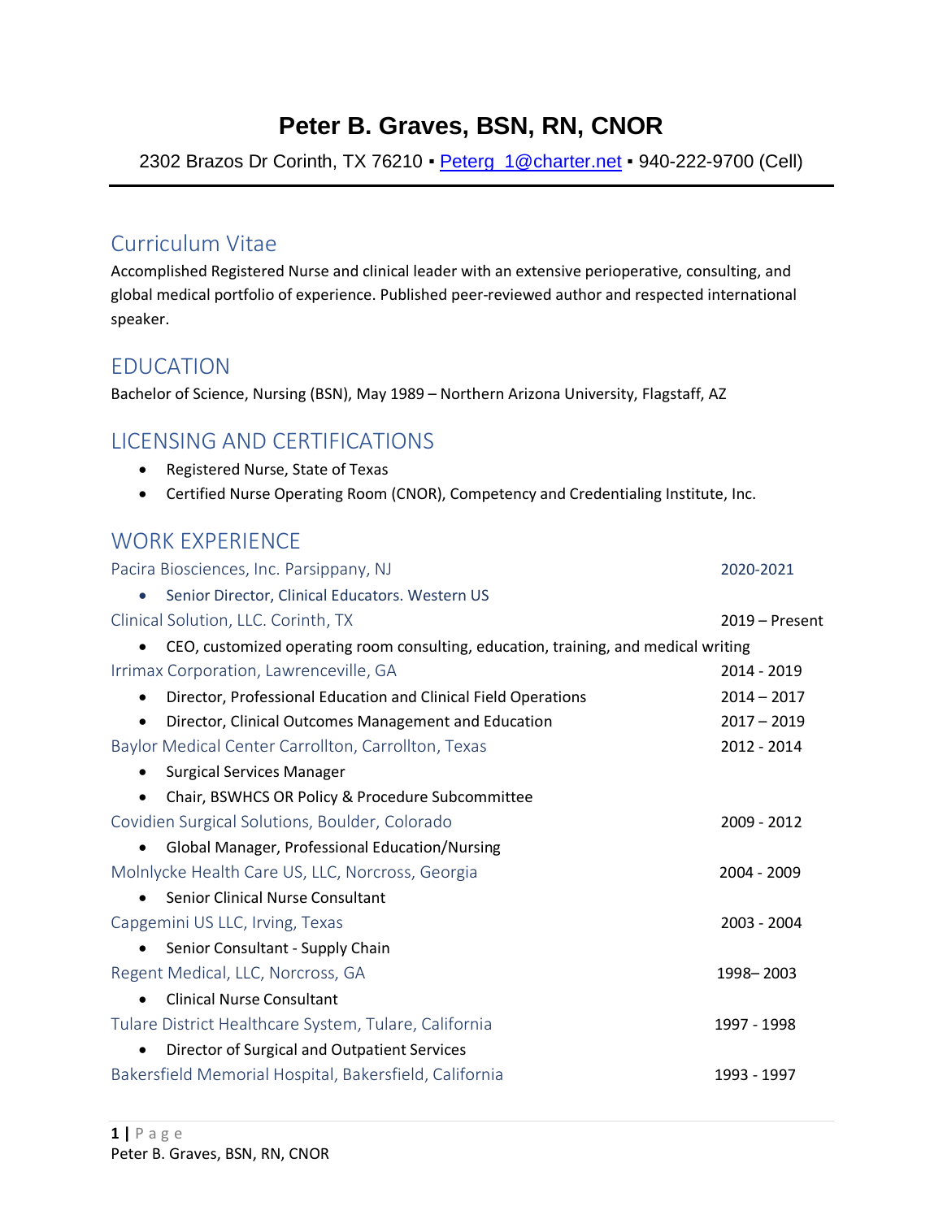# Peter B. Graves, BSN, RN, CNOR

2302 Brazos Dr Corinth, TX 76210 ▪ Peterg_1@charter.net ▪ 940-222-9700 (Cell)

## Curriculum Vitae

Accomplished Registered Nurse and clinical leader with an extensive perioperative, consulting, and global medical portfolio of experience. Published peer-reviewed author and respected international speaker.

## EDUCATION

Bachelor of Science, Nursing (BSN), May 1989 – Northern Arizona University, Flagstaff, AZ

## LICENSING AND CERTIFICATIONS

- Registered Nurse, State of Texas
- Certified Nurse Operating Room (CNOR), Competency and Credentialing Institute, Inc.

## WORK EXPERIENCE

### Pacira Biosciences, Inc. Parsippany, NJ — 2020-2021

- Senior Director, Clinical Educators. Western US

### Clinical Solution, LLC. Corinth, TX — 2019 – Present

- CEO, customized operating room consulting, education, training, and medical writing

### Irrimax Corporation, Lawrenceville, GA — 2014 - 2019

- Director, Professional Education and Clinical Field Operations — 2014 – 2017
- Director, Clinical Outcomes Management and Education — 2017 – 2019

### Baylor Medical Center Carrollton, Carrollton, Texas — 2012 - 2014

- Surgical Services Manager
- Chair, BSWHCS OR Policy & Procedure Subcommittee

### Covidien Surgical Solutions, Boulder, Colorado — 2009 - 2012

- Global Manager, Professional Education/Nursing

### Molnlycke Health Care US, LLC, Norcross, Georgia — 2004 - 2009

- Senior Clinical Nurse Consultant

### Capgemini US LLC, Irving, Texas — 2003 - 2004

- Senior Consultant - Supply Chain

### Regent Medical, LLC, Norcross, GA — 1998– 2003

- Clinical Nurse Consultant

### Tulare District Healthcare System, Tulare, California — 1997 - 1998

- Director of Surgical and Outpatient Services

### Bakersfield Memorial Hospital, Bakersfield, California — 1993 - 1997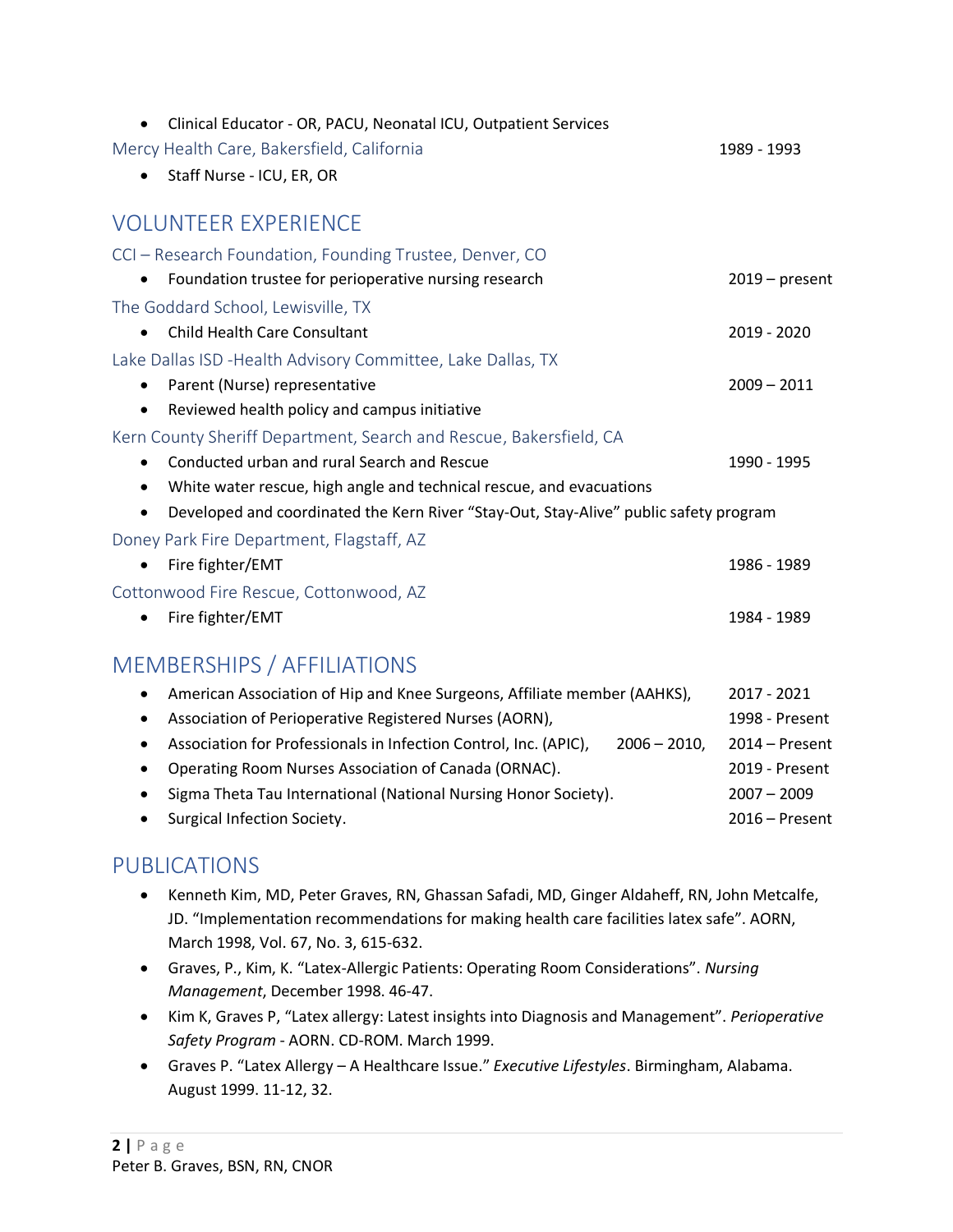- Clinical Educator - OR, PACU, Neonatal ICU, Outpatient Services

Mercy Health Care, Bakersfield, California 1989 - 1993

- Staff Nurse - ICU, ER, OR

## VOLUNTEER EXPERIENCE

CCI – Research Foundation, Founding Trustee, Denver, CO

- Foundation trustee for perioperative nursing research 2019 – present

The Goddard School, Lewisville, TX

- Child Health Care Consultant 2019 - 2020

Lake Dallas ISD -Health Advisory Committee, Lake Dallas, TX

- Parent (Nurse) representative 2009 – 2011
- Reviewed health policy and campus initiative

Kern County Sheriff Department, Search and Rescue, Bakersfield, CA

- Conducted urban and rural Search and Rescue 1990 - 1995
- White water rescue, high angle and technical rescue, and evacuations
- Developed and coordinated the Kern River "Stay-Out, Stay-Alive" public safety program

Doney Park Fire Department, Flagstaff, AZ

- Fire fighter/EMT 1986 - 1989

Cottonwood Fire Rescue, Cottonwood, AZ

- Fire fighter/EMT 1984 - 1989

## MEMBERSHIPS / AFFILIATIONS

- American Association of Hip and Knee Surgeons, Affiliate member (AAHKS), 2017 - 2021
- Association of Perioperative Registered Nurses (AORN), 1998 - Present
- Association for Professionals in Infection Control, Inc. (APIC), 2006 – 2010, 2014 – Present
- Operating Room Nurses Association of Canada (ORNAC). 2019 - Present
- Sigma Theta Tau International (National Nursing Honor Society). 2007 – 2009
- Surgical Infection Society. 2016 – Present

## PUBLICATIONS

- Kenneth Kim, MD, Peter Graves, RN, Ghassan Safadi, MD, Ginger Aldaheff, RN, John Metcalfe, JD. "Implementation recommendations for making health care facilities latex safe". AORN, March 1998, Vol. 67, No. 3, 615-632.
- Graves, P., Kim, K. "Latex-Allergic Patients: Operating Room Considerations". *Nursing Management*, December 1998. 46-47.
- Kim K, Graves P, "Latex allergy: Latest insights into Diagnosis and Management". *Perioperative Safety Program* - AORN. CD-ROM. March 1999.
- Graves P. "Latex Allergy – A Healthcare Issue." *Executive Lifestyles*. Birmingham, Alabama. August 1999. 11-12, 32.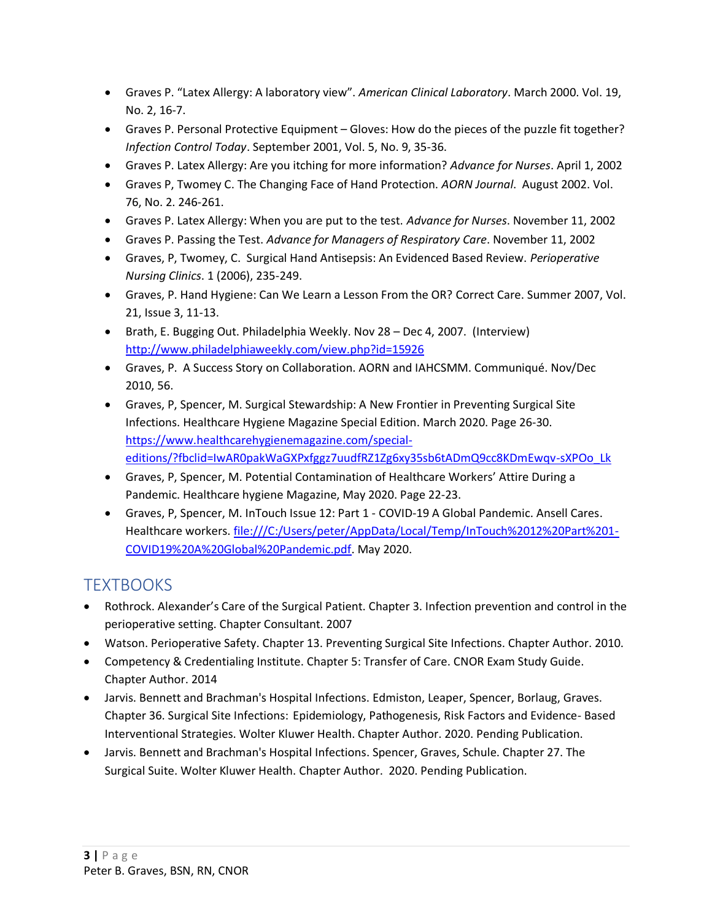- Graves P. "Latex Allergy: A laboratory view". *American Clinical Laboratory*. March 2000. Vol. 19, No. 2, 16-7.
- Graves P. Personal Protective Equipment – Gloves: How do the pieces of the puzzle fit together? *Infection Control Today*. September 2001, Vol. 5, No. 9, 35-36.
- Graves P. Latex Allergy: Are you itching for more information? *Advance for Nurses*. April 1, 2002
- Graves P, Twomey C. The Changing Face of Hand Protection. *AORN Journal*. August 2002. Vol. 76, No. 2. 246-261.
- Graves P. Latex Allergy: When you are put to the test. *Advance for Nurses*. November 11, 2002
- Graves P. Passing the Test. *Advance for Managers of Respiratory Care*. November 11, 2002
- Graves, P, Twomey, C. Surgical Hand Antisepsis: An Evidenced Based Review. *Perioperative Nursing Clinics*. 1 (2006), 235-249.
- Graves, P. Hand Hygiene: Can We Learn a Lesson From the OR? Correct Care. Summer 2007, Vol. 21, Issue 3, 11-13.
- Brath, E. Bugging Out. Philadelphia Weekly. Nov 28 – Dec 4, 2007. (Interview) http://www.philadelphiaweekly.com/view.php?id=15926
- Graves, P. A Success Story on Collaboration. AORN and IAHCSMM. Communiqué. Nov/Dec 2010, 56.
- Graves, P, Spencer, M. Surgical Stewardship: A New Frontier in Preventing Surgical Site Infections. Healthcare Hygiene Magazine Special Edition. March 2020. Page 26-30. https://www.healthcarehygienemagazine.com/special-editions/?fbclid=IwAR0pakWaGXPxfggz7uudfRZ1Zg6xy35sb6tADmQ9cc8KDmEwqv-sXPOo_Lk
- Graves, P, Spencer, M. Potential Contamination of Healthcare Workers' Attire During a Pandemic. Healthcare hygiene Magazine, May 2020. Page 22-23.
- Graves, P, Spencer, M. InTouch Issue 12: Part 1 - COVID-19 A Global Pandemic. Ansell Cares. Healthcare workers. file:///C:/Users/peter/AppData/Local/Temp/InTouch%2012%20Part%201-COVID19%20A%20Global%20Pandemic.pdf. May 2020.

## TEXTBOOKS

- Rothrock. Alexander's Care of the Surgical Patient. Chapter 3. Infection prevention and control in the perioperative setting. Chapter Consultant. 2007
- Watson. Perioperative Safety. Chapter 13. Preventing Surgical Site Infections. Chapter Author. 2010.
- Competency & Credentialing Institute. Chapter 5: Transfer of Care. CNOR Exam Study Guide. Chapter Author. 2014
- Jarvis. Bennett and Brachman's Hospital Infections. Edmiston, Leaper, Spencer, Borlaug, Graves. Chapter 36. Surgical Site Infections: Epidemiology, Pathogenesis, Risk Factors and Evidence- Based Interventional Strategies. Wolter Kluwer Health. Chapter Author. 2020. Pending Publication.
- Jarvis. Bennett and Brachman's Hospital Infections. Spencer, Graves, Schule. Chapter 27. The Surgical Suite. Wolter Kluwer Health. Chapter Author. 2020. Pending Publication.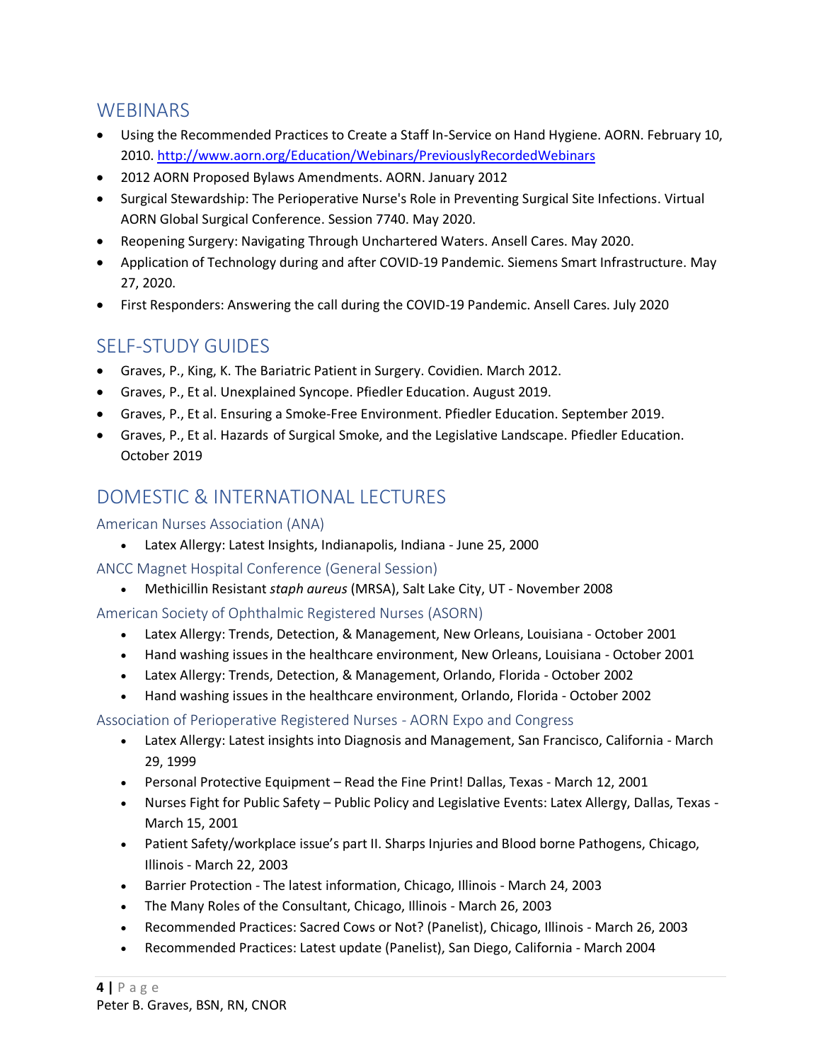## WEBINARS

- Using the Recommended Practices to Create a Staff In-Service on Hand Hygiene. AORN. February 10, 2010. http://www.aorn.org/Education/Webinars/PreviouslyRecordedWebinars
- 2012 AORN Proposed Bylaws Amendments. AORN. January 2012
- Surgical Stewardship: The Perioperative Nurse's Role in Preventing Surgical Site Infections. Virtual AORN Global Surgical Conference. Session 7740. May 2020.
- Reopening Surgery: Navigating Through Unchartered Waters. Ansell Cares. May 2020.
- Application of Technology during and after COVID-19 Pandemic. Siemens Smart Infrastructure. May 27, 2020.
- First Responders: Answering the call during the COVID-19 Pandemic. Ansell Cares. July 2020

## SELF-STUDY GUIDES

- Graves, P., King, K. The Bariatric Patient in Surgery. Covidien. March 2012.
- Graves, P., Et al. Unexplained Syncope. Pfiedler Education. August 2019.
- Graves, P., Et al. Ensuring a Smoke-Free Environment. Pfiedler Education. September 2019.
- Graves, P., Et al. Hazards of Surgical Smoke, and the Legislative Landscape. Pfiedler Education. October 2019

## DOMESTIC & INTERNATIONAL LECTURES

### American Nurses Association (ANA)

- Latex Allergy: Latest Insights, Indianapolis, Indiana - June 25, 2000

### ANCC Magnet Hospital Conference (General Session)

- Methicillin Resistant *staph aureus* (MRSA), Salt Lake City, UT - November 2008

### American Society of Ophthalmic Registered Nurses (ASORN)

- Latex Allergy: Trends, Detection, & Management, New Orleans, Louisiana - October 2001
- Hand washing issues in the healthcare environment, New Orleans, Louisiana - October 2001
- Latex Allergy: Trends, Detection, & Management, Orlando, Florida - October 2002
- Hand washing issues in the healthcare environment, Orlando, Florida - October 2002

### Association of Perioperative Registered Nurses - AORN Expo and Congress

- Latex Allergy: Latest insights into Diagnosis and Management, San Francisco, California - March 29, 1999
- Personal Protective Equipment – Read the Fine Print! Dallas, Texas - March 12, 2001
- Nurses Fight for Public Safety – Public Policy and Legislative Events: Latex Allergy, Dallas, Texas - March 15, 2001
- Patient Safety/workplace issue's part II. Sharps Injuries and Blood borne Pathogens, Chicago, Illinois - March 22, 2003
- Barrier Protection - The latest information, Chicago, Illinois - March 24, 2003
- The Many Roles of the Consultant, Chicago, Illinois - March 26, 2003
- Recommended Practices: Sacred Cows or Not? (Panelist), Chicago, Illinois - March 26, 2003
- Recommended Practices: Latest update (Panelist), San Diego, California - March 2004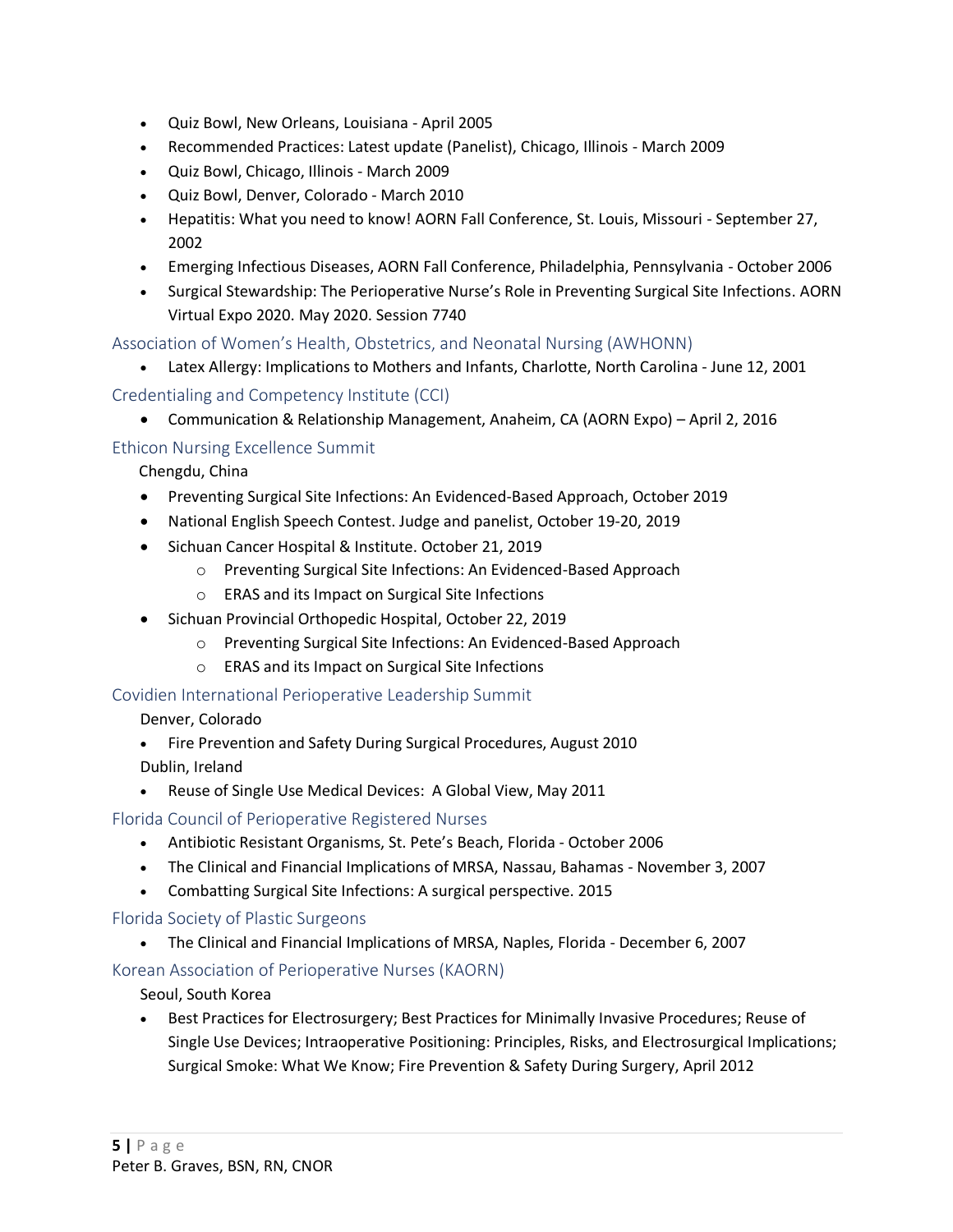- Quiz Bowl, New Orleans, Louisiana - April 2005
- Recommended Practices: Latest update (Panelist), Chicago, Illinois - March 2009
- Quiz Bowl, Chicago, Illinois - March 2009
- Quiz Bowl, Denver, Colorado - March 2010
- Hepatitis: What you need to know! AORN Fall Conference, St. Louis, Missouri - September 27, 2002
- Emerging Infectious Diseases, AORN Fall Conference, Philadelphia, Pennsylvania - October 2006
- Surgical Stewardship: The Perioperative Nurse's Role in Preventing Surgical Site Infections. AORN Virtual Expo 2020. May 2020. Session 7740

### Association of Women's Health, Obstetrics, and Neonatal Nursing (AWHONN)

- Latex Allergy: Implications to Mothers and Infants, Charlotte, North Carolina - June 12, 2001

### Credentialing and Competency Institute (CCI)

- Communication & Relationship Management, Anaheim, CA (AORN Expo) – April 2, 2016

### Ethicon Nursing Excellence Summit

Chengdu, China

- Preventing Surgical Site Infections: An Evidenced-Based Approach, October 2019
- National English Speech Contest. Judge and panelist, October 19-20, 2019
- Sichuan Cancer Hospital & Institute. October 21, 2019
  - Preventing Surgical Site Infections: An Evidenced-Based Approach
  - ERAS and its Impact on Surgical Site Infections
- Sichuan Provincial Orthopedic Hospital, October 22, 2019
  - Preventing Surgical Site Infections: An Evidenced-Based Approach
  - ERAS and its Impact on Surgical Site Infections

### Covidien International Perioperative Leadership Summit

Denver, Colorado

- Fire Prevention and Safety During Surgical Procedures, August 2010

Dublin, Ireland

- Reuse of Single Use Medical Devices: A Global View, May 2011

### Florida Council of Perioperative Registered Nurses

- Antibiotic Resistant Organisms, St. Pete's Beach, Florida - October 2006
- The Clinical and Financial Implications of MRSA, Nassau, Bahamas - November 3, 2007
- Combatting Surgical Site Infections: A surgical perspective. 2015

### Florida Society of Plastic Surgeons

- The Clinical and Financial Implications of MRSA, Naples, Florida - December 6, 2007

### Korean Association of Perioperative Nurses (KAORN)

Seoul, South Korea

- Best Practices for Electrosurgery; Best Practices for Minimally Invasive Procedures; Reuse of Single Use Devices; Intraoperative Positioning: Principles, Risks, and Electrosurgical Implications; Surgical Smoke: What We Know; Fire Prevention & Safety During Surgery, April 2012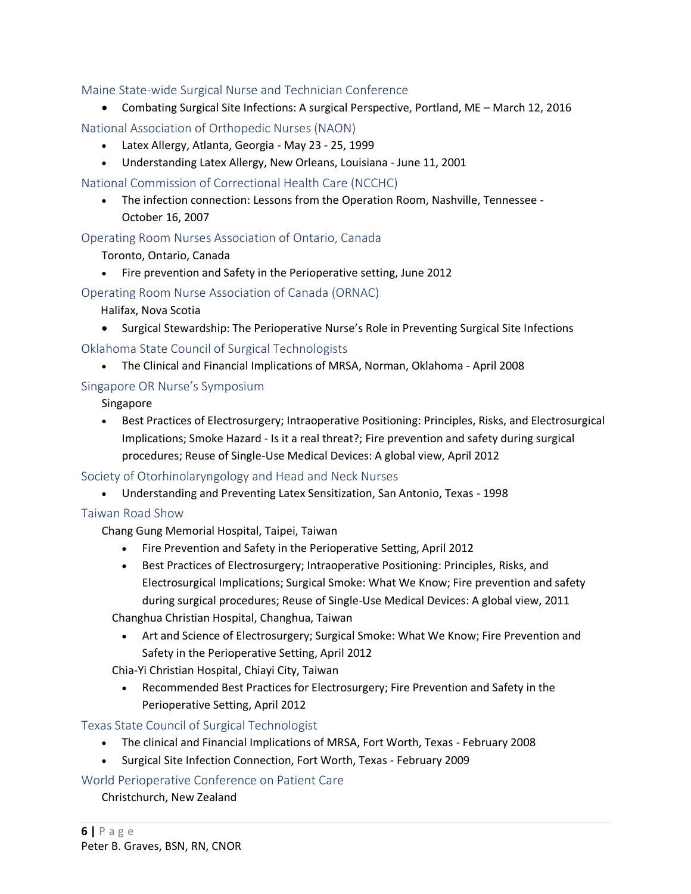### Maine State-wide Surgical Nurse and Technician Conference

- Combating Surgical Site Infections: A surgical Perspective, Portland, ME – March 12, 2016

### National Association of Orthopedic Nurses (NAON)

- Latex Allergy, Atlanta, Georgia - May 23 - 25, 1999
- Understanding Latex Allergy, New Orleans, Louisiana - June 11, 2001

### National Commission of Correctional Health Care (NCCHC)

- The infection connection: Lessons from the Operation Room, Nashville, Tennessee - October 16, 2007

### Operating Room Nurses Association of Ontario, Canada

Toronto, Ontario, Canada

- Fire prevention and Safety in the Perioperative setting, June 2012

### Operating Room Nurse Association of Canada (ORNAC)

Halifax, Nova Scotia

- Surgical Stewardship: The Perioperative Nurse's Role in Preventing Surgical Site Infections

### Oklahoma State Council of Surgical Technologists

- The Clinical and Financial Implications of MRSA, Norman, Oklahoma - April 2008

### Singapore OR Nurse's Symposium

Singapore

- Best Practices of Electrosurgery; Intraoperative Positioning: Principles, Risks, and Electrosurgical Implications; Smoke Hazard - Is it a real threat?; Fire prevention and safety during surgical procedures; Reuse of Single-Use Medical Devices: A global view, April 2012

### Society of Otorhinolaryngology and Head and Neck Nurses

- Understanding and Preventing Latex Sensitization, San Antonio, Texas - 1998

### Taiwan Road Show

Chang Gung Memorial Hospital, Taipei, Taiwan

- Fire Prevention and Safety in the Perioperative Setting, April 2012
- Best Practices of Electrosurgery; Intraoperative Positioning: Principles, Risks, and Electrosurgical Implications; Surgical Smoke: What We Know; Fire prevention and safety during surgical procedures; Reuse of Single-Use Medical Devices: A global view, 2011

Changhua Christian Hospital, Changhua, Taiwan

- Art and Science of Electrosurgery; Surgical Smoke: What We Know; Fire Prevention and Safety in the Perioperative Setting, April 2012

Chia-Yi Christian Hospital, Chiayi City, Taiwan

- Recommended Best Practices for Electrosurgery; Fire Prevention and Safety in the Perioperative Setting, April 2012

### Texas State Council of Surgical Technologist

- The clinical and Financial Implications of MRSA, Fort Worth, Texas - February 2008
- Surgical Site Infection Connection, Fort Worth, Texas - February 2009

### World Perioperative Conference on Patient Care

Christchurch, New Zealand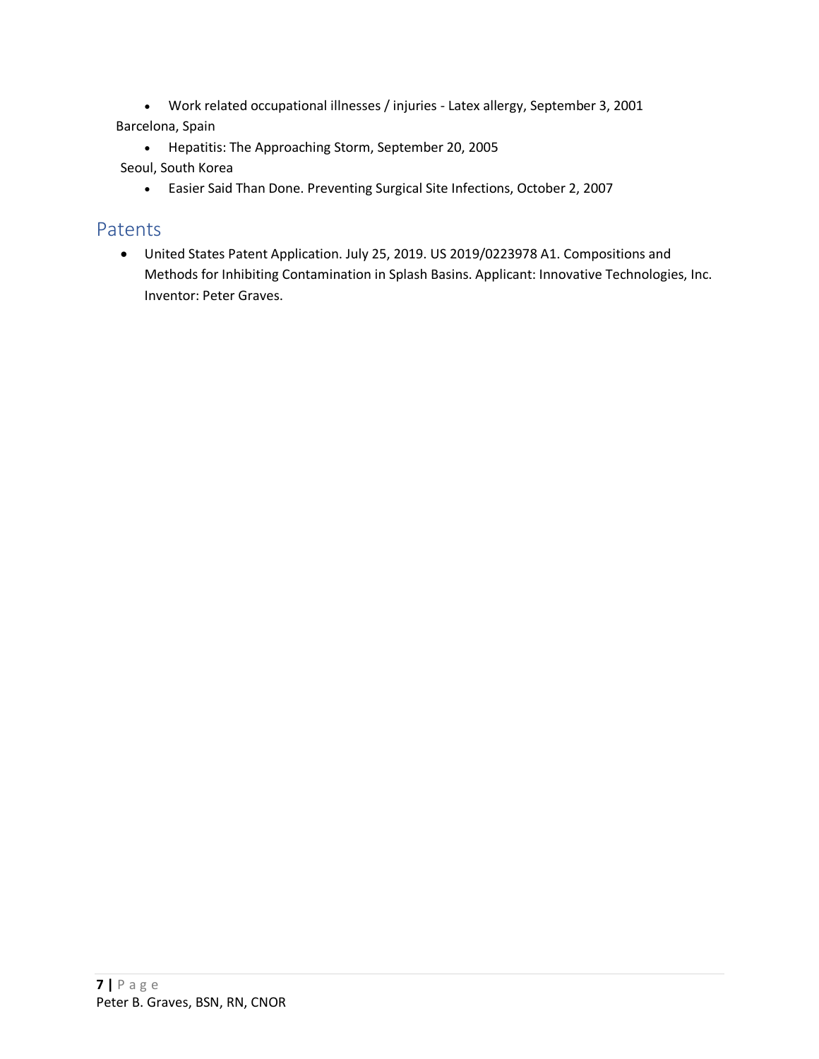- Work related occupational illnesses / injuries - Latex allergy, September 3, 2001

Barcelona, Spain

- Hepatitis: The Approaching Storm, September 20, 2005

Seoul, South Korea

- Easier Said Than Done. Preventing Surgical Site Infections, October 2, 2007

## Patents

- United States Patent Application. July 25, 2019. US 2019/0223978 A1. Compositions and Methods for Inhibiting Contamination in Splash Basins. Applicant: Innovative Technologies, Inc. Inventor: Peter Graves.